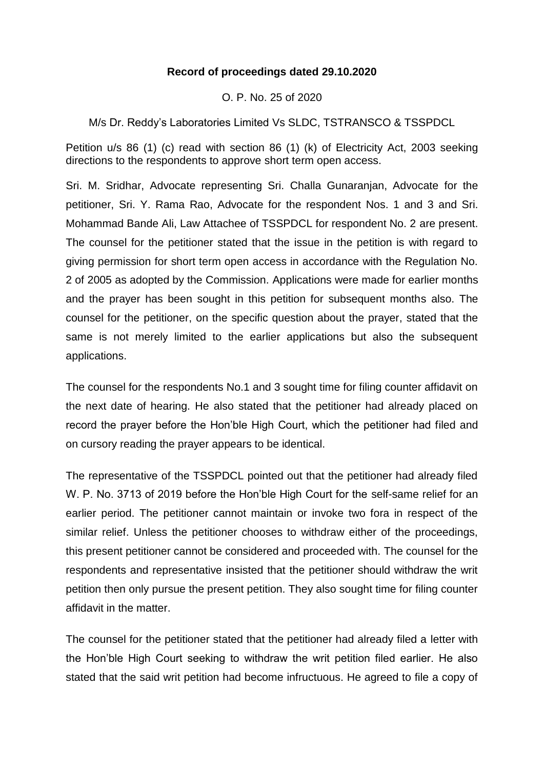**Record of proceedings dated 29.10.2020**

O. P. No. 25 of 2020

M/s Dr. Reddy's Laboratories Limited Vs SLDC, TSTRANSCO & TSSPDCL

Petition u/s 86 (1) (c) read with section 86 (1) (k) of Electricity Act, 2003 seeking directions to the respondents to approve short term open access.

Sri. M. Sridhar, Advocate representing Sri. Challa Gunaranjan, Advocate for the petitioner, Sri. Y. Rama Rao, Advocate for the respondent Nos. 1 and 3 and Sri. Mohammad Bande Ali, Law Attachee of TSSPDCL for respondent No. 2 are present. The counsel for the petitioner stated that the issue in the petition is with regard to giving permission for short term open access in accordance with the Regulation No. 2 of 2005 as adopted by the Commission. Applications were made for earlier months and the prayer has been sought in this petition for subsequent months also. The counsel for the petitioner, on the specific question about the prayer, stated that the same is not merely limited to the earlier applications but also the subsequent applications.

The counsel for the respondents No.1 and 3 sought time for filing counter affidavit on the next date of hearing. He also stated that the petitioner had already placed on record the prayer before the Hon'ble High Court, which the petitioner had filed and on cursory reading the prayer appears to be identical.

The representative of the TSSPDCL pointed out that the petitioner had already filed W. P. No. 3713 of 2019 before the Hon'ble High Court for the self-same relief for an earlier period. The petitioner cannot maintain or invoke two fora in respect of the similar relief. Unless the petitioner chooses to withdraw either of the proceedings, this present petitioner cannot be considered and proceeded with. The counsel for the respondents and representative insisted that the petitioner should withdraw the writ petition then only pursue the present petition. They also sought time for filing counter affidavit in the matter.

The counsel for the petitioner stated that the petitioner had already filed a letter with the Hon'ble High Court seeking to withdraw the writ petition filed earlier. He also stated that the said writ petition had become infructuous. He agreed to file a copy of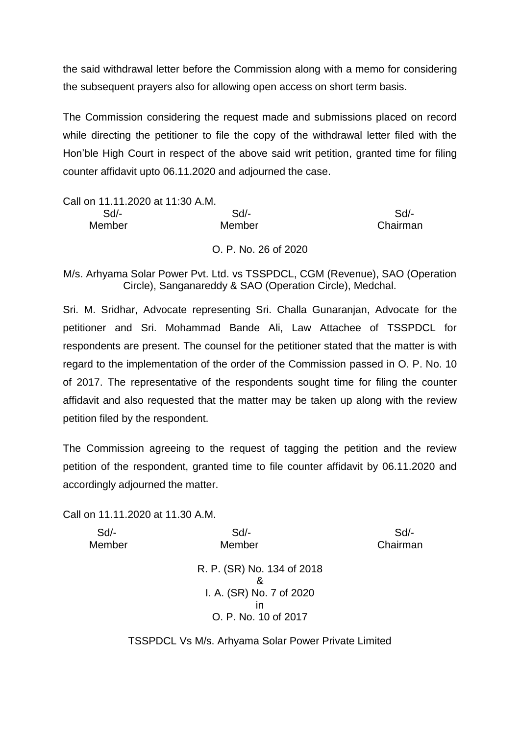the said withdrawal letter before the Commission along with a memo for considering the subsequent prayers also for allowing open access on short term basis.

The Commission considering the request made and submissions placed on record while directing the petitioner to file the copy of the withdrawal letter filed with the Hon'ble High Court in respect of the above said writ petition, granted time for filing counter affidavit upto 06.11.2020 and adjourned the case.

Call on 11.11.2020 at 11:30 A.M.

| Sd/- | Sd/- | Sd/- |
|---|---|---|
| Member | Member | Chairman |

O. P. No. 26 of 2020

M/s. Arhyama Solar Power Pvt. Ltd. vs TSSPDCL, CGM (Revenue), SAO (Operation Circle), Sanganareddy & SAO (Operation Circle), Medchal.

Sri. M. Sridhar, Advocate representing Sri. Challa Gunaranjan, Advocate for the petitioner and Sri. Mohammad Bande Ali, Law Attachee of TSSPDCL for respondents are present. The counsel for the petitioner stated that the matter is with regard to the implementation of the order of the Commission passed in O. P. No. 10 of 2017. The representative of the respondents sought time for filing the counter affidavit and also requested that the matter may be taken up along with the review petition filed by the respondent.

The Commission agreeing to the request of tagging the petition and the review petition of the respondent, granted time to file counter affidavit by 06.11.2020 and accordingly adjourned the matter.

Call on 11.11.2020 at 11.30 A.M.

| Sd/- | Sd/- | Sd/- |
|---|---|---|
| Member | Member | Chairman |

R. P. (SR) No. 134 of 2018
&
I. A. (SR) No. 7 of 2020
in
O. P. No. 10 of 2017

TSSPDCL Vs M/s. Arhyama Solar Power Private Limited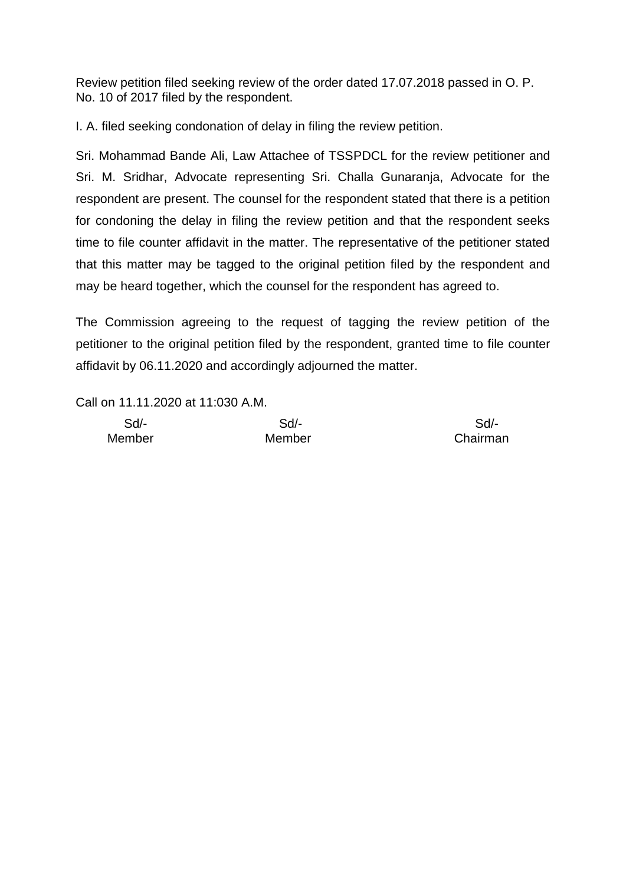Review petition filed seeking review of the order dated 17.07.2018 passed in O. P. No. 10 of 2017 filed by the respondent.

I. A. filed seeking condonation of delay in filing the review petition.

Sri. Mohammad Bande Ali, Law Attachee of TSSPDCL for the review petitioner and Sri. M. Sridhar, Advocate representing Sri. Challa Gunaranja, Advocate for the respondent are present. The counsel for the respondent stated that there is a petition for condoning the delay in filing the review petition and that the respondent seeks time to file counter affidavit in the matter. The representative of the petitioner stated that this matter may be tagged to the original petition filed by the respondent and may be heard together, which the counsel for the respondent has agreed to.

The Commission agreeing to the request of tagging the review petition of the petitioner to the original petition filed by the respondent, granted time to file counter affidavit by 06.11.2020 and accordingly adjourned the matter.

Call on 11.11.2020 at 11:030 A.M.

| | | |
|---|---|---|
| Sd/- | Sd/- | Sd/- |
| Member | Member | Chairman |